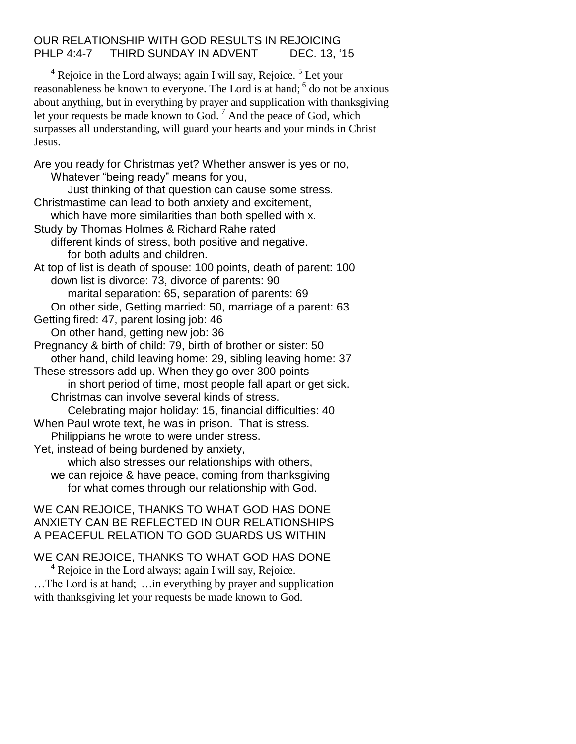OUR RELATIONSHIP WITH GOD RESULTS IN REJOICING
PHLP 4:4-7     THIRD SUNDAY IN ADVENT          DEC. 13, '15

[4] Rejoice in the Lord always; again I will say, Rejoice. [5] Let your reasonableness be known to everyone. The Lord is at hand; [6] do not be anxious about anything, but in everything by prayer and supplication with thanksgiving let your requests be made known to God. [7] And the peace of God, which surpasses all understanding, will guard your hearts and your minds in Christ Jesus.

Are you ready for Christmas yet? Whether answer is yes or no,
Whatever "being ready" means for you,
Just thinking of that question can cause some stress.
Christmastime can lead to both anxiety and excitement,
which have more similarities than both spelled with x.
Study by Thomas Holmes & Richard Rahe rated
different kinds of stress, both positive and negative.
for both adults and children.
At top of list is death of spouse: 100 points, death of parent: 100
down list is divorce: 73, divorce of parents: 90
marital separation: 65, separation of parents: 69
On other side, Getting married: 50, marriage of a parent: 63
Getting fired: 47, parent losing job: 46
On other hand, getting new job: 36
Pregnancy & birth of child: 79, birth of brother or sister: 50
other hand, child leaving home: 29, sibling leaving home: 37
These stressors add up. When they go over 300 points
in short period of time, most people fall apart or get sick.
Christmas can involve several kinds of stress.
Celebrating major holiday: 15, financial difficulties: 40
When Paul wrote text, he was in prison. That is stress.
Philippians he wrote to were under stress.
Yet, instead of being burdened by anxiety,
which also stresses our relationships with others,
we can rejoice & have peace, coming from thanksgiving
for what comes through our relationship with God.

WE CAN REJOICE, THANKS TO WHAT GOD HAS DONE
ANXIETY CAN BE REFLECTED IN OUR RELATIONSHIPS
A PEACEFUL RELATION TO GOD GUARDS US WITHIN

## WE CAN REJOICE, THANKS TO WHAT GOD HAS DONE

[4] Rejoice in the Lord always; again I will say, Rejoice.
…The Lord is at hand; …in everything by prayer and supplication with thanksgiving let your requests be made known to God.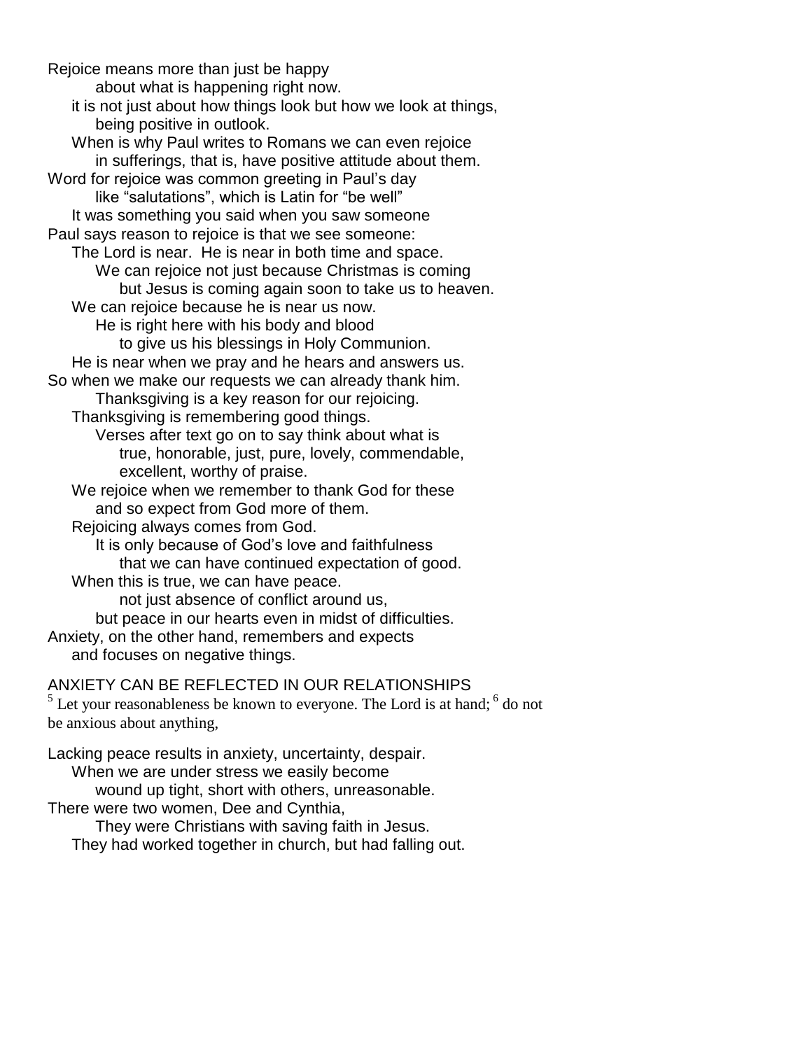Rejoice means more than just be happy
about what is happening right now.
it is not just about how things look but how we look at things,
being positive in outlook.
When is why Paul writes to Romans we can even rejoice
in sufferings, that is, have positive attitude about them.
Word for rejoice was common greeting in Paul's day
like "salutations", which is Latin for "be well"
It was something you said when you saw someone
Paul says reason to rejoice is that we see someone:
The Lord is near. He is near in both time and space.
We can rejoice not just because Christmas is coming
but Jesus is coming again soon to take us to heaven.
We can rejoice because he is near us now.
He is right here with his body and blood
to give us his blessings in Holy Communion.
He is near when we pray and he hears and answers us.
So when we make our requests we can already thank him.
Thanksgiving is a key reason for our rejoicing.
Thanksgiving is remembering good things.
Verses after text go on to say think about what is
true, honorable, just, pure, lovely, commendable,
excellent, worthy of praise.
We rejoice when we remember to thank God for these
and so expect from God more of them.
Rejoicing always comes from God.
It is only because of God's love and faithfulness
that we can have continued expectation of good.
When this is true, we can have peace.
not just absence of conflict around us,
but peace in our hearts even in midst of difficulties.
Anxiety, on the other hand, remembers and expects
and focuses on negative things.

ANXIETY CAN BE REFLECTED IN OUR RELATIONSHIPS

[5] Let your reasonableness be known to everyone. The Lord is at hand; [6] do not be anxious about anything,

Lacking peace results in anxiety, uncertainty, despair.
When we are under stress we easily become
wound up tight, short with others, unreasonable.
There were two women, Dee and Cynthia,
They were Christians with saving faith in Jesus.
They had worked together in church, but had falling out.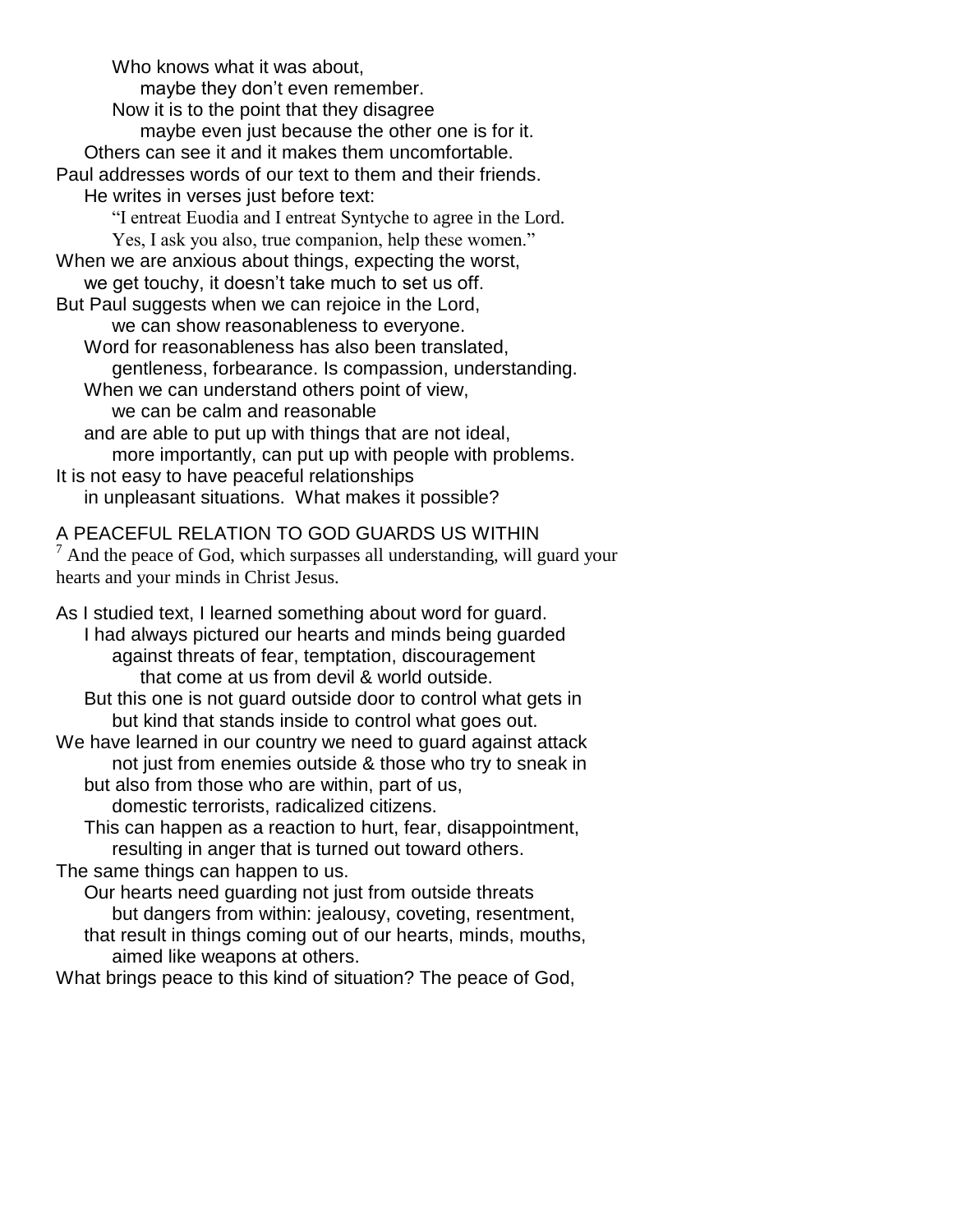Who knows what it was about,
maybe they don't even remember.
Now it is to the point that they disagree
maybe even just because the other one is for it.
Others can see it and it makes them uncomfortable.
Paul addresses words of our text to them and their friends.
He writes in verses just before text:
"I entreat Euodia and I entreat Syntyche to agree in the Lord.
Yes, I ask you also, true companion, help these women."
When we are anxious about things, expecting the worst,
we get touchy, it doesn't take much to set us off.
But Paul suggests when we can rejoice in the Lord,
we can show reasonableness to everyone.
Word for reasonableness has also been translated,
gentleness, forbearance. Is compassion, understanding.
When we can understand others point of view,
we can be calm and reasonable
and are able to put up with things that are not ideal,
more importantly, can put up with people with problems.
It is not easy to have peaceful relationships
in unpleasant situations. What makes it possible?

A PEACEFUL RELATION TO GOD GUARDS US WITHIN

[7] And the peace of God, which surpasses all understanding, will guard your hearts and your minds in Christ Jesus.

As I studied text, I learned something about word for guard.
I had always pictured our hearts and minds being guarded
against threats of fear, temptation, discouragement
that come at us from devil & world outside.
But this one is not guard outside door to control what gets in
but kind that stands inside to control what goes out.
We have learned in our country we need to guard against attack
not just from enemies outside & those who try to sneak in
but also from those who are within, part of us,
domestic terrorists, radicalized citizens.
This can happen as a reaction to hurt, fear, disappointment,
resulting in anger that is turned out toward others.
The same things can happen to us.
Our hearts need guarding not just from outside threats
but dangers from within: jealousy, coveting, resentment,
that result in things coming out of our hearts, minds, mouths,
aimed like weapons at others.
What brings peace to this kind of situation? The peace of God,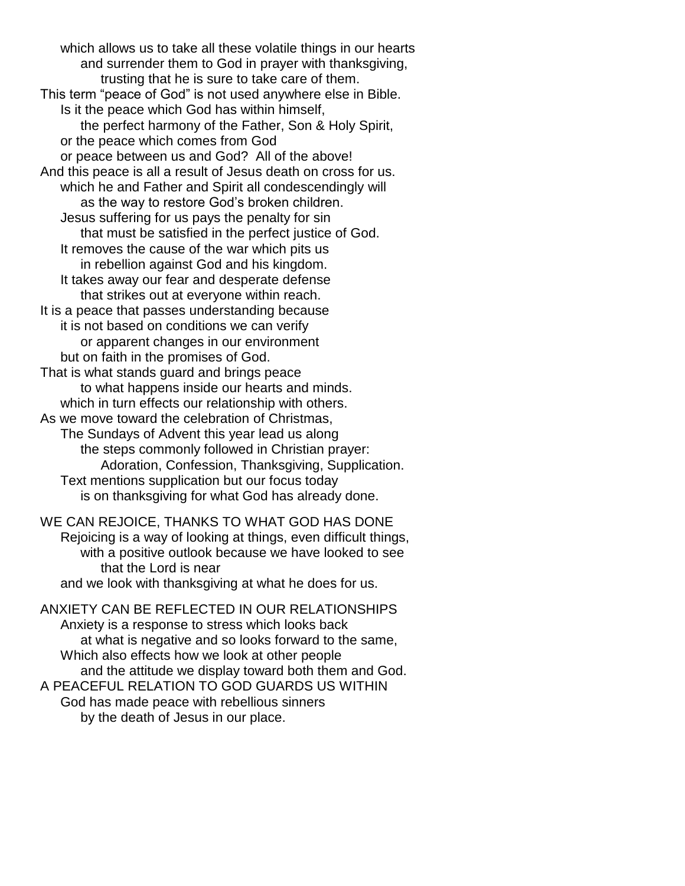which allows us to take all these volatile things in our hearts
and surrender them to God in prayer with thanksgiving,
trusting that he is sure to take care of them.

This term "peace of God" is not used anywhere else in Bible.
Is it the peace which God has within himself,
the perfect harmony of the Father, Son & Holy Spirit,
or the peace which comes from God
or peace between us and God? All of the above!

And this peace is all a result of Jesus death on cross for us.
which he and Father and Spirit all condescendingly will
as the way to restore God's broken children.
Jesus suffering for us pays the penalty for sin
that must be satisfied in the perfect justice of God.
It removes the cause of the war which pits us
in rebellion against God and his kingdom.
It takes away our fear and desperate defense
that strikes out at everyone within reach.

It is a peace that passes understanding because
it is not based on conditions we can verify
or apparent changes in our environment
but on faith in the promises of God.

That is what stands guard and brings peace
to what happens inside our hearts and minds.
which in turn effects our relationship with others.

As we move toward the celebration of Christmas,
The Sundays of Advent this year lead us along
the steps commonly followed in Christian prayer:
Adoration, Confession, Thanksgiving, Supplication.
Text mentions supplication but our focus today
is on thanksgiving for what God has already done.

WE CAN REJOICE, THANKS TO WHAT GOD HAS DONE
Rejoicing is a way of looking at things, even difficult things,
with a positive outlook because we have looked to see
that the Lord is near
and we look with thanksgiving at what he does for us.

ANXIETY CAN BE REFLECTED IN OUR RELATIONSHIPS
Anxiety is a response to stress which looks back
at what is negative and so looks forward to the same,
Which also effects how we look at other people
and the attitude we display toward both them and God.

A PEACEFUL RELATION TO GOD GUARDS US WITHIN
God has made peace with rebellious sinners
by the death of Jesus in our place.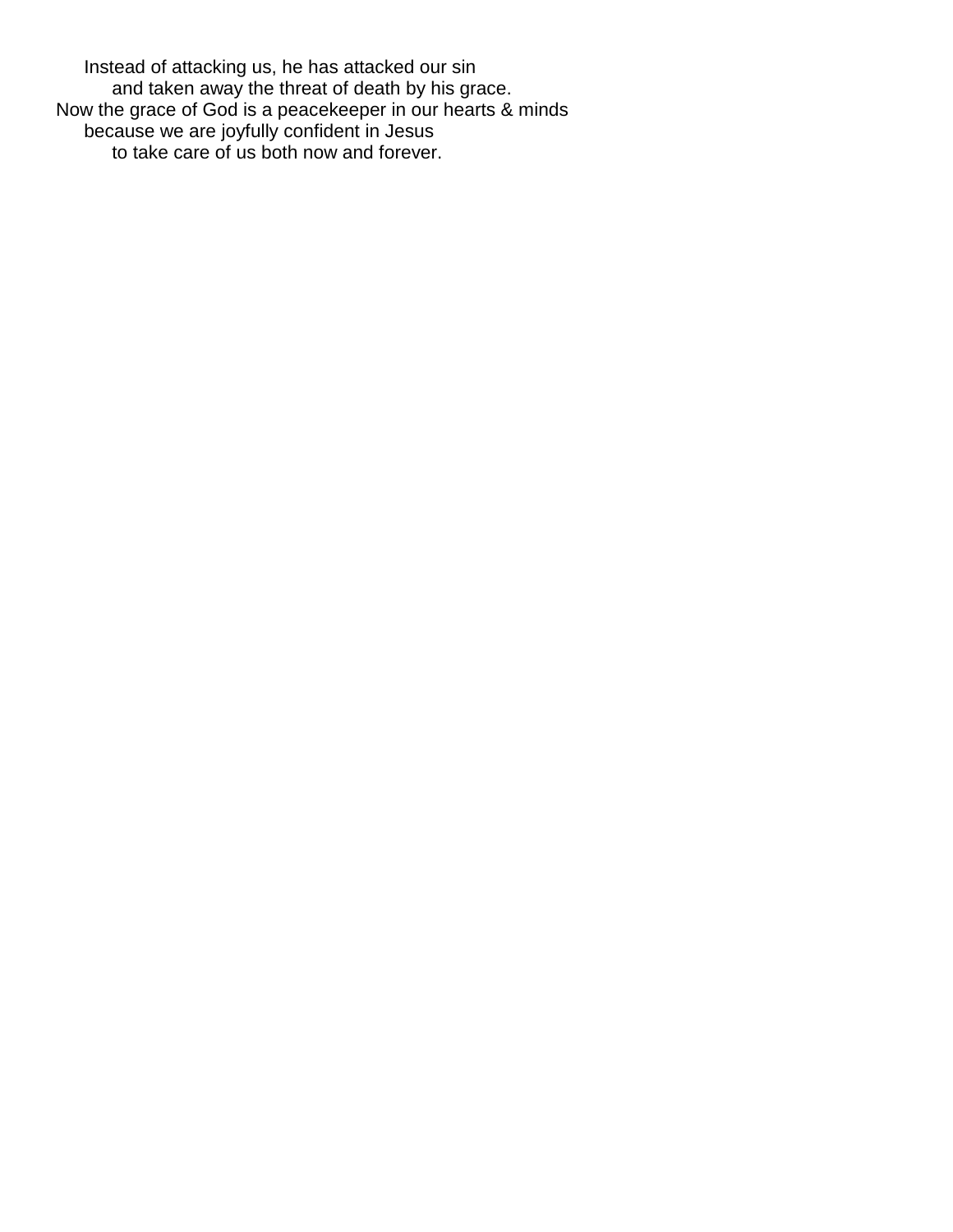Instead of attacking us, he has attacked our sin
and taken away the threat of death by his grace.
Now the grace of God is a peacekeeper in our hearts & minds
because we are joyfully confident in Jesus
to take care of us both now and forever.